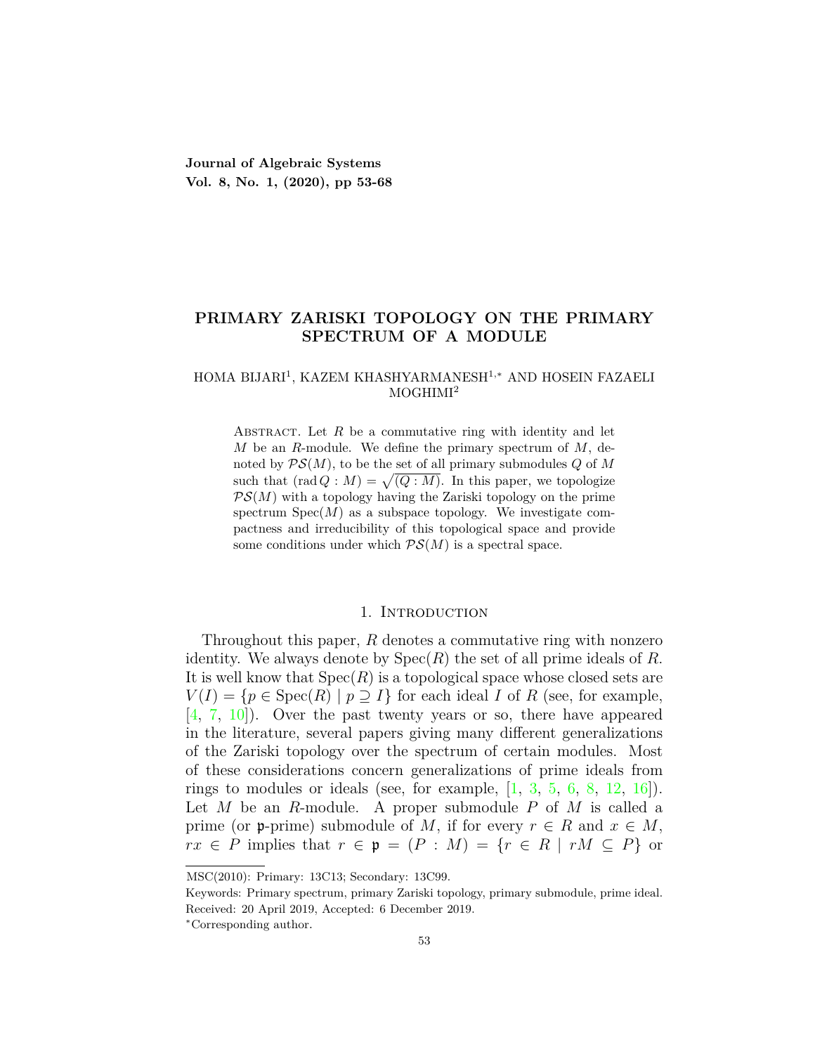# PRIMARY ZARISKI TOPOLOGY ON THE PRIMARY SPECTRUM OF A MODULE

HOMA BIJARI[1], KAZEM KHASHYARMANESH[1,*] AND HOSEIN FAZAELI MOGHIMI[2]

Abstract. Let $R$ be a commutative ring with identity and let $M$ be an $R$-module. We define the primary spectrum of $M$, denoted by $\mathcal{PS}(M)$, to be the set of all primary submodules $Q$ of $M$ such that $(\operatorname{rad} Q : M) = \sqrt{(Q : M)}$. In this paper, we topologize $\mathcal{PS}(M)$ with a topology having the Zariski topology on the prime spectrum $\operatorname{Spec}(M)$ as a subspace topology. We investigate compactness and irreducibility of this topological space and provide some conditions under which $\mathcal{PS}(M)$ is a spectral space.

## 1. Introduction

Throughout this paper, $R$ denotes a commutative ring with nonzero identity. We always denote by $\operatorname{Spec}(R)$ the set of all prime ideals of $R$. It is well know that $\operatorname{Spec}(R)$ is a topological space whose closed sets are $V(I) = \{p \in \operatorname{Spec}(R) \mid p \supseteq I\}$ for each ideal $I$ of $R$ (see, for example, [4, 7, 10]). Over the past twenty years or so, there have appeared in the literature, several papers giving many different generalizations of the Zariski topology over the spectrum of certain modules. Most of these considerations concern generalizations of prime ideals from rings to modules or ideals (see, for example, [1, 3, 5, 6, 8, 12, 16]). Let $M$ be an $R$-module. A proper submodule $P$ of $M$ is called a prime (or $\mathfrak{p}$-prime) submodule of $M$, if for every $r \in R$ and $x \in M$, $rx \in P$ implies that $r \in \mathfrak{p} = (P : M) = \{r \in R \mid rM \subseteq P\}$ or

MSC(2010): Primary: 13C13; Secondary: 13C99.

Keywords: Primary spectrum, primary Zariski topology, primary submodule, prime ideal.

Received: 20 April 2019, Accepted: 6 December 2019.

*Corresponding author.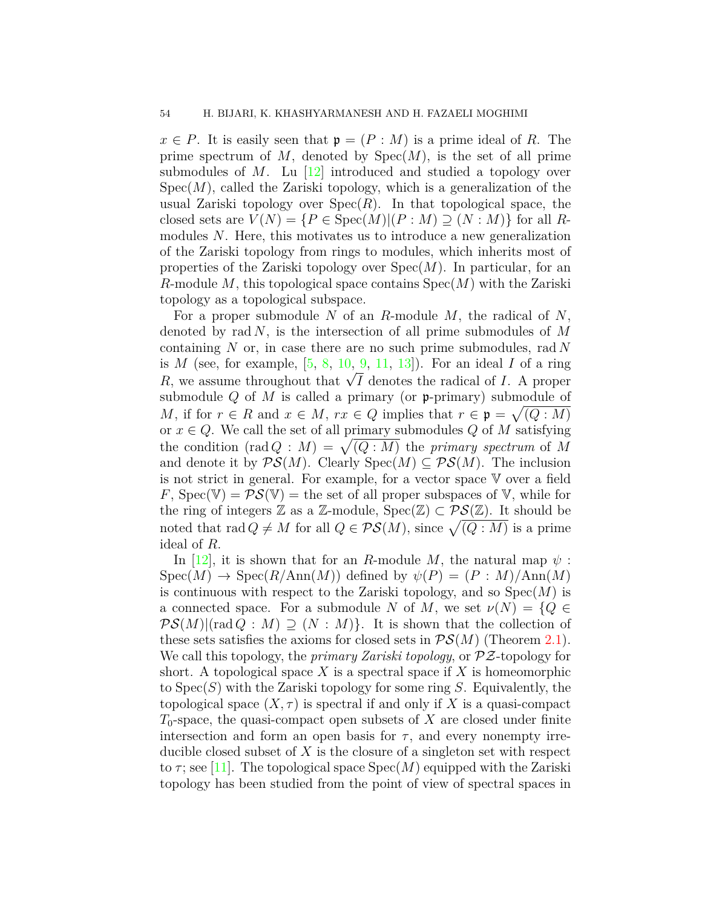$x \in P$. It is easily seen that $\mathfrak{p} = (P : M)$ is a prime ideal of $R$. The prime spectrum of $M$, denoted by $\operatorname{Spec}(M)$, is the set of all prime submodules of $M$. Lu [12] introduced and studied a topology over $\operatorname{Spec}(M)$, called the Zariski topology, which is a generalization of the usual Zariski topology over $\operatorname{Spec}(R)$. In that topological space, the closed sets are $V(N) = \{P \in \operatorname{Spec}(M) | (P : M) \supseteq (N : M)\}$ for all $R$-modules $N$. Here, this motivates us to introduce a new generalization of the Zariski topology from rings to modules, which inherits most of properties of the Zariski topology over $\operatorname{Spec}(M)$. In particular, for an $R$-module $M$, this topological space contains $\operatorname{Spec}(M)$ with the Zariski topology as a topological subspace.

For a proper submodule $N$ of an $R$-module $M$, the radical of $N$, denoted by $\operatorname{rad} N$, is the intersection of all prime submodules of $M$ containing $N$ or, in case there are no such prime submodules, $\operatorname{rad} N$ is $M$ (see, for example, [5, 8, 10, 9, 11, 13]). For an ideal $I$ of a ring $R$, we assume throughout that $\sqrt{I}$ denotes the radical of $I$. A proper submodule $Q$ of $M$ is called a primary (or $\mathfrak{p}$-primary) submodule of $M$, if for $r \in R$ and $x \in M$, $rx \in Q$ implies that $r \in \mathfrak{p} = \sqrt{(Q : M)}$ or $x \in Q$. We call the set of all primary submodules $Q$ of $M$ satisfying the condition $(\operatorname{rad} Q : M) = \sqrt{(Q : M)}$ the *primary spectrum* of $M$ and denote it by $\mathcal{PS}(M)$. Clearly $\operatorname{Spec}(M) \subseteq \mathcal{PS}(M)$. The inclusion is not strict in general. For example, for a vector space $\mathbb{V}$ over a field $F$, $\operatorname{Spec}(\mathbb{V}) = \mathcal{PS}(\mathbb{V}) =$ the set of all proper subspaces of $\mathbb{V}$, while for the ring of integers $\mathbb{Z}$ as a $\mathbb{Z}$-module, $\operatorname{Spec}(\mathbb{Z}) \subset \mathcal{PS}(\mathbb{Z})$. It should be noted that $\operatorname{rad} Q \neq M$ for all $Q \in \mathcal{PS}(M)$, since $\sqrt{(Q : M)}$ is a prime ideal of $R$.

In [12], it is shown that for an $R$-module $M$, the natural map $\psi : \operatorname{Spec}(M) \to \operatorname{Spec}(R/\operatorname{Ann}(M))$ defined by $\psi(P) = (P : M)/\operatorname{Ann}(M)$ is continuous with respect to the Zariski topology, and so $\operatorname{Spec}(M)$ is a connected space. For a submodule $N$ of $M$, we set $\nu(N) = \{Q \in \mathcal{PS}(M) | (\operatorname{rad} Q : M) \supseteq (N : M)\}$. It is shown that the collection of these sets satisfies the axioms for closed sets in $\mathcal{PS}(M)$ (Theorem 2.1). We call this topology, the *primary Zariski topology*, or $\mathcal{PZ}$-topology for short. A topological space $X$ is a spectral space if $X$ is homeomorphic to $\operatorname{Spec}(S)$ with the Zariski topology for some ring $S$. Equivalently, the topological space $(X, \tau)$ is spectral if and only if $X$ is a quasi-compact $T_0$-space, the quasi-compact open subsets of $X$ are closed under finite intersection and form an open basis for $\tau$, and every nonempty irreducible closed subset of $X$ is the closure of a singleton set with respect to $\tau$; see [11]. The topological space $\operatorname{Spec}(M)$ equipped with the Zariski topology has been studied from the point of view of spectral spaces in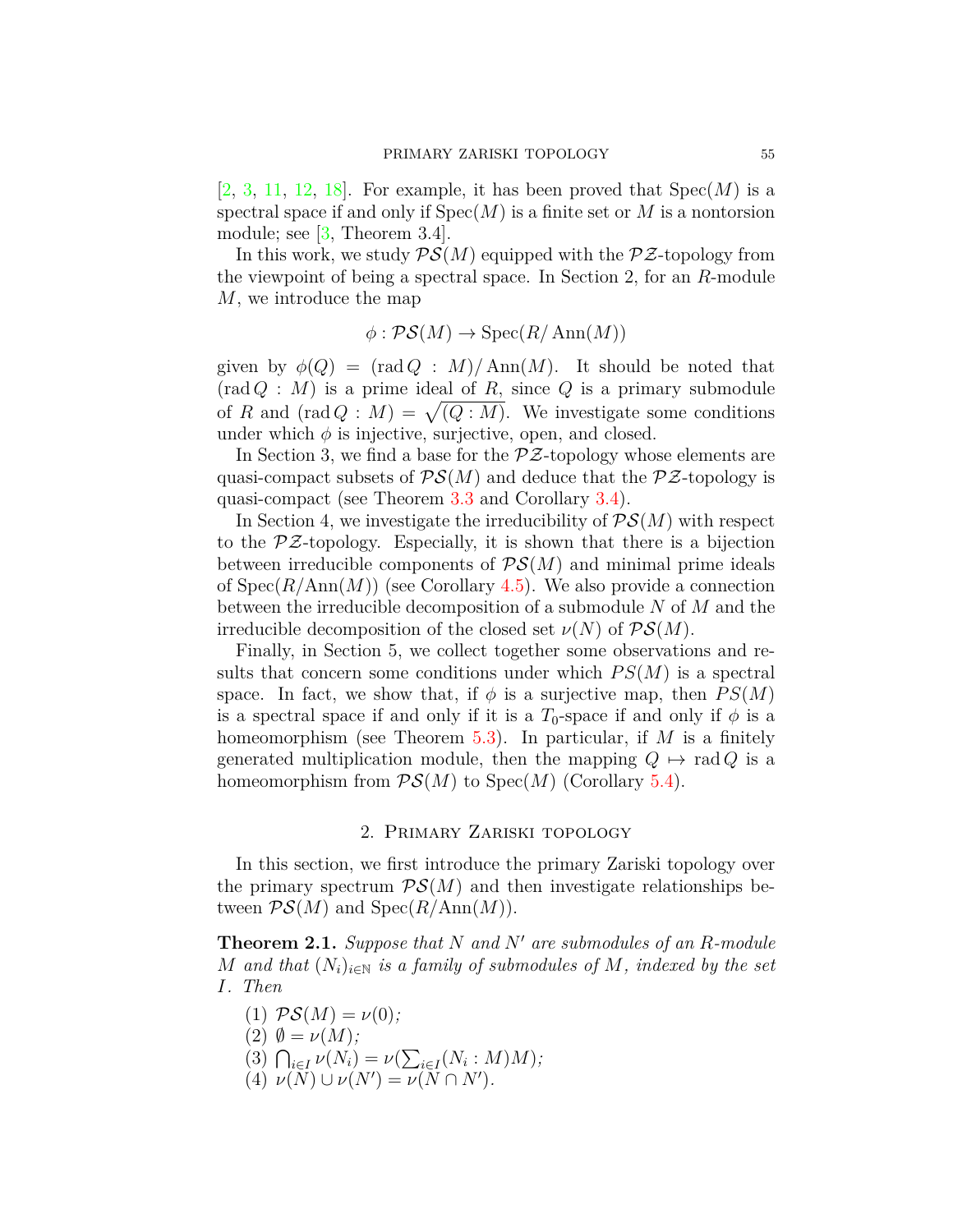[2, 3, 11, 12, 18]. For example, it has been proved that $\operatorname{Spec}(M)$ is a spectral space if and only if $\operatorname{Spec}(M)$ is a finite set or $M$ is a nontorsion module; see [3, Theorem 3.4].

In this work, we study $\mathcal{PS}(M)$ equipped with the $\mathcal{PZ}$-topology from the viewpoint of being a spectral space. In Section 2, for an $R$-module $M$, we introduce the map

$$\phi : \mathcal{PS}(M) \to \operatorname{Spec}(R/\operatorname{Ann}(M))$$

given by $\phi(Q) = (\operatorname{rad} Q : M)/\operatorname{Ann}(M)$. It should be noted that $(\operatorname{rad} Q : M)$ is a prime ideal of $R$, since $Q$ is a primary submodule of $R$ and $(\operatorname{rad} Q : M) = \sqrt{(Q : M)}$. We investigate some conditions under which $\phi$ is injective, surjective, open, and closed.

In Section 3, we find a base for the $\mathcal{PZ}$-topology whose elements are quasi-compact subsets of $\mathcal{PS}(M)$ and deduce that the $\mathcal{PZ}$-topology is quasi-compact (see Theorem 3.3 and Corollary 3.4).

In Section 4, we investigate the irreducibility of $\mathcal{PS}(M)$ with respect to the $\mathcal{PZ}$-topology. Especially, it is shown that there is a bijection between irreducible components of $\mathcal{PS}(M)$ and minimal prime ideals of $\operatorname{Spec}(R/\operatorname{Ann}(M))$ (see Corollary 4.5). We also provide a connection between the irreducible decomposition of a submodule $N$ of $M$ and the irreducible decomposition of the closed set $\nu(N)$ of $\mathcal{PS}(M)$.

Finally, in Section 5, we collect together some observations and results that concern some conditions under which $PS(M)$ is a spectral space. In fact, we show that, if $\phi$ is a surjective map, then $PS(M)$ is a spectral space if and only if it is a $T_0$-space if and only if $\phi$ is a homeomorphism (see Theorem 5.3). In particular, if $M$ is a finitely generated multiplication module, then the mapping $Q \mapsto \operatorname{rad} Q$ is a homeomorphism from $\mathcal{PS}(M)$ to $\operatorname{Spec}(M)$ (Corollary 5.4).

## 2. Primary Zariski topology

In this section, we first introduce the primary Zariski topology over the primary spectrum $\mathcal{PS}(M)$ and then investigate relationships between $\mathcal{PS}(M)$ and $\operatorname{Spec}(R/\operatorname{Ann}(M))$.

**Theorem 2.1.** *Suppose that $N$ and $N'$ are submodules of an $R$-module $M$ and that $(N_i)_{i\in\mathbb{N}}$ is a family of submodules of $M$, indexed by the set $I$. Then*

(1) $\mathcal{PS}(M) = \nu(0)$;
(2) $\emptyset = \nu(M)$;
(3) $\bigcap_{i\in I} \nu(N_i) = \nu(\sum_{i\in I}(N_i : M)M)$;
(4) $\nu(N) \cup \nu(N') = \nu(N \cap N')$.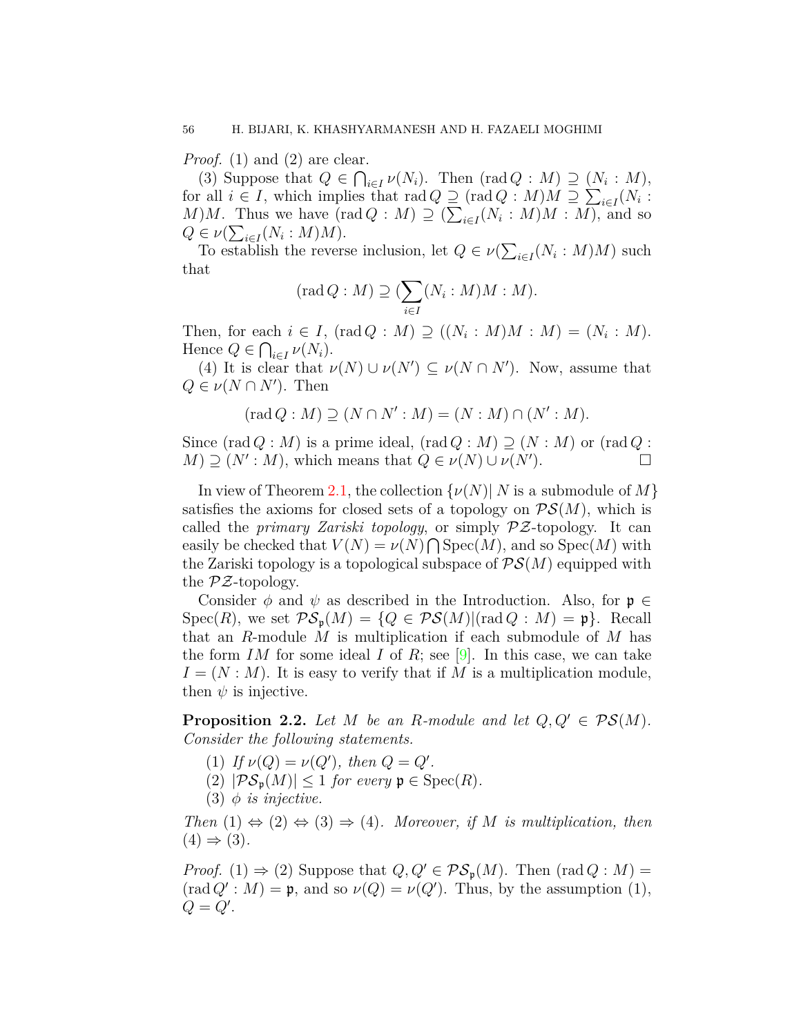*Proof.* (1) and (2) are clear.

(3) Suppose that $Q \in \bigcap_{i\in I} \nu(N_i)$. Then $(\operatorname{rad} Q : M) \supseteq (N_i : M)$, for all $i \in I$, which implies that $\operatorname{rad} Q \supseteq (\operatorname{rad} Q : M)M \supseteq \sum_{i\in I}(N_i : M)M$. Thus we have $(\operatorname{rad} Q : M) \supseteq (\sum_{i\in I}(N_i : M)M : M)$, and so $Q \in \nu(\sum_{i\in I}(N_i : M)M)$.

To establish the reverse inclusion, let $Q \in \nu(\sum_{i\in I}(N_i : M)M)$ such that

$$(\operatorname{rad} Q : M) \supseteq (\sum_{i\in I}(N_i : M)M : M).$$

Then, for each $i \in I$, $(\operatorname{rad} Q : M) \supseteq ((N_i : M)M : M) = (N_i : M)$. Hence $Q \in \bigcap_{i\in I} \nu(N_i)$.

(4) It is clear that $\nu(N) \cup \nu(N') \subseteq \nu(N \cap N')$. Now, assume that $Q \in \nu(N \cap N')$. Then

$$(\operatorname{rad} Q : M) \supseteq (N \cap N' : M) = (N : M) \cap (N' : M).$$

Since $(\operatorname{rad} Q : M)$ is a prime ideal, $(\operatorname{rad} Q : M) \supseteq (N : M)$ or $(\operatorname{rad} Q : M) \supseteq (N' : M)$, which means that $Q \in \nu(N) \cup \nu(N')$. □

In view of Theorem 2.1, the collection $\{\nu(N) |\, N \text{ is a submodule of } M\}$ satisfies the axioms for closed sets of a topology on $\mathcal{PS}(M)$, which is called the *primary Zariski topology*, or simply $\mathcal{PZ}$-topology. It can easily be checked that $V(N) = \nu(N) \bigcap \operatorname{Spec}(M)$, and so $\operatorname{Spec}(M)$ with the Zariski topology is a topological subspace of $\mathcal{PS}(M)$ equipped with the $\mathcal{PZ}$-topology.

Consider $\phi$ and $\psi$ as described in the Introduction. Also, for $\mathfrak{p} \in \operatorname{Spec}(R)$, we set $\mathcal{PS}_{\mathfrak{p}}(M) = \{Q \in \mathcal{PS}(M) | (\operatorname{rad} Q : M) = \mathfrak{p}\}$. Recall that an $R$-module $M$ is multiplication if each submodule of $M$ has the form $IM$ for some ideal $I$ of $R$; see [9]. In this case, we can take $I = (N : M)$. It is easy to verify that if $M$ is a multiplication module, then $\psi$ is injective.

**Proposition 2.2.** *Let $M$ be an $R$-module and let $Q, Q' \in \mathcal{PS}(M)$. Consider the following statements.*

1. *If $\nu(Q) = \nu(Q')$, then $Q = Q'$.*
2. *$|\mathcal{PS}_{\mathfrak{p}}(M)| \leq 1$ for every $\mathfrak{p} \in \operatorname{Spec}(R)$.*
3. *$\phi$ is injective.*

*Then (1) $\Leftrightarrow$ (2) $\Leftrightarrow$ (3) $\Rightarrow$ (4). Moreover, if $M$ is multiplication, then (4) $\Rightarrow$ (3).*

*Proof.* (1) $\Rightarrow$ (2) Suppose that $Q, Q' \in \mathcal{PS}_{\mathfrak{p}}(M)$. Then $(\operatorname{rad} Q : M) = (\operatorname{rad} Q' : M) = \mathfrak{p}$, and so $\nu(Q) = \nu(Q')$. Thus, by the assumption (1), $Q = Q'$.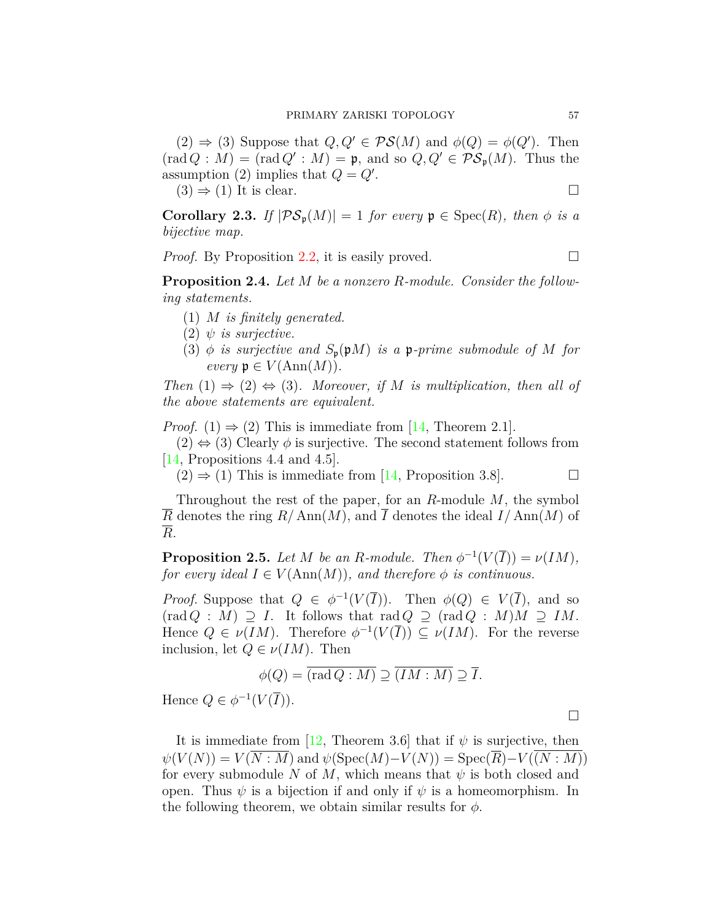(2) $\Rightarrow$ (3) Suppose that $Q, Q' \in \mathcal{PS}(M)$ and $\phi(Q) = \phi(Q')$. Then $(\operatorname{rad} Q : M) = (\operatorname{rad} Q' : M) = \mathfrak{p}$, and so $Q, Q' \in \mathcal{PS}_{\mathfrak{p}}(M)$. Thus the assumption (2) implies that $Q = Q'$.

(3) $\Rightarrow$ (1) It is clear. $\square$

**Corollary 2.3.** *If $|\mathcal{PS}_{\mathfrak{p}}(M)| = 1$ for every $\mathfrak{p} \in \operatorname{Spec}(R)$, then $\phi$ is a bijective map.*

*Proof.* By Proposition 2.2, it is easily proved. $\square$

**Proposition 2.4.** *Let $M$ be a nonzero $R$-module. Consider the following statements.*

1. *$M$ is finitely generated.*
2. *$\psi$ is surjective.*
3. *$\phi$ is surjective and $S_{\mathfrak{p}}(\mathfrak{p}M)$ is a $\mathfrak{p}$-prime submodule of $M$ for every $\mathfrak{p} \in V(\operatorname{Ann}(M))$.*

*Then (1) $\Rightarrow$ (2) $\Leftrightarrow$ (3). Moreover, if $M$ is multiplication, then all of the above statements are equivalent.*

*Proof.* (1) $\Rightarrow$ (2) This is immediate from [14, Theorem 2.1].

(2) $\Leftrightarrow$ (3) Clearly $\phi$ is surjective. The second statement follows from [14, Propositions 4.4 and 4.5].

(2) $\Rightarrow$ (1) This is immediate from [14, Proposition 3.8]. $\square$

Throughout the rest of the paper, for an $R$-module $M$, the symbol $\overline{R}$ denotes the ring $R/\operatorname{Ann}(M)$, and $\overline{I}$ denotes the ideal $I/\operatorname{Ann}(M)$ of $\overline{R}$.

**Proposition 2.5.** *Let $M$ be an $R$-module. Then $\phi^{-1}(V(\overline{I})) = \nu(IM)$, for every ideal $I \in V(\operatorname{Ann}(M))$, and therefore $\phi$ is continuous.*

*Proof.* Suppose that $Q \in \phi^{-1}(V(\overline{I}))$. Then $\phi(Q) \in V(\overline{I})$, and so $(\operatorname{rad} Q : M) \supseteq I$. It follows that $\operatorname{rad} Q \supseteq (\operatorname{rad} Q : M)M \supseteq IM$. Hence $Q \in \nu(IM)$. Therefore $\phi^{-1}(V(\overline{I})) \subseteq \nu(IM)$. For the reverse inclusion, let $Q \in \nu(IM)$. Then

$$\phi(Q) = \overline{(\operatorname{rad} Q : M)} \supseteq \overline{(IM : M)} \supseteq \overline{I}.$$

Hence $Q \in \phi^{-1}(V(\overline{I}))$. $\square$

It is immediate from [12, Theorem 3.6] that if $\psi$ is surjective, then $\psi(V(N)) = V(\overline{N : M})$ and $\psi(\operatorname{Spec}(M) - V(N)) = \operatorname{Spec}(\overline{R}) - V(\overline{(N : M)})$ for every submodule $N$ of $M$, which means that $\psi$ is both closed and open. Thus $\psi$ is a bijection if and only if $\psi$ is a homeomorphism. In the following theorem, we obtain similar results for $\phi$.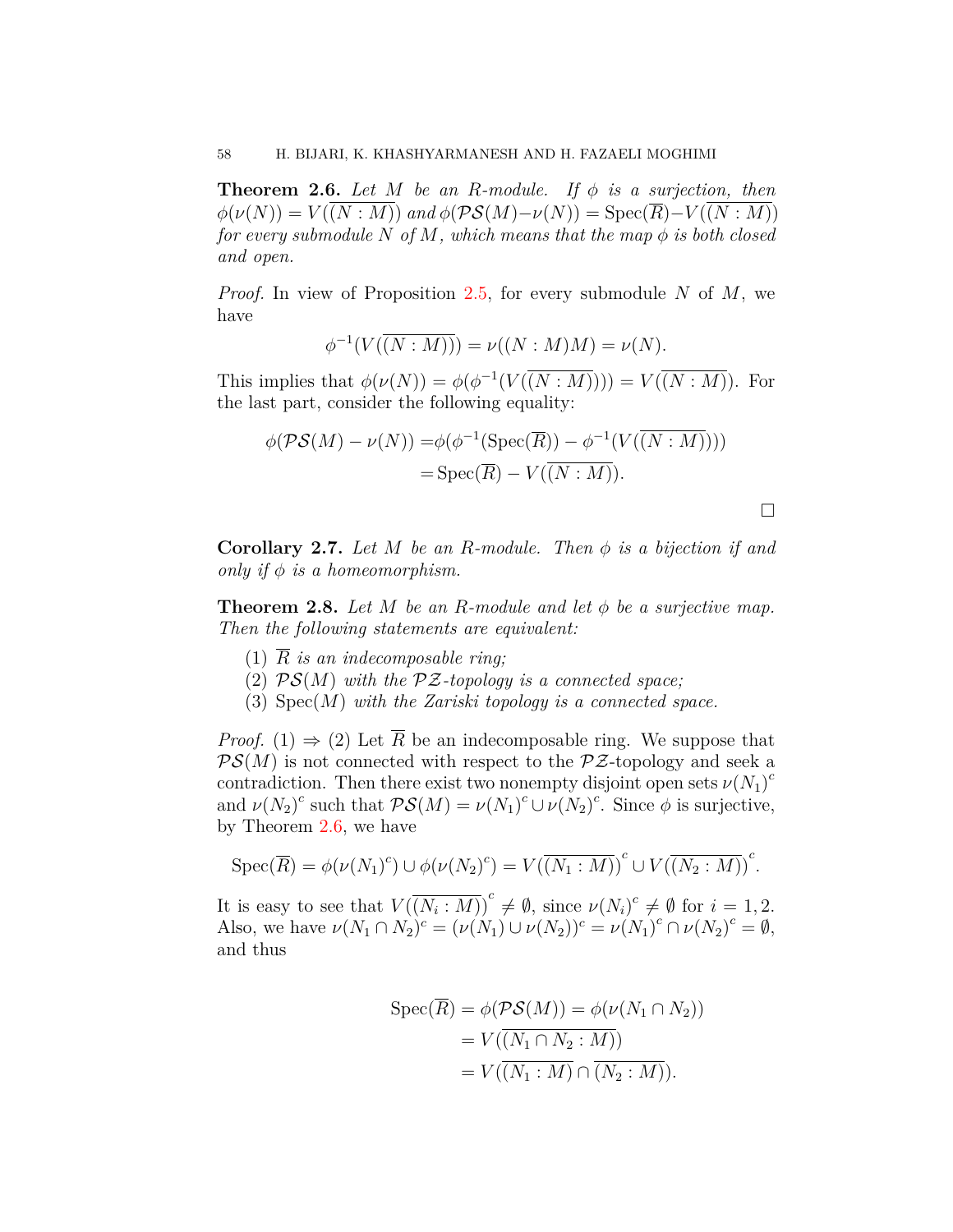**Theorem 2.6.** *Let $M$ be an $R$-module. If $\phi$ is a surjection, then $\phi(\nu(N)) = V(\overline{(N:M)})$ and $\phi(\mathcal{PS}(M)-\nu(N)) = \mathrm{Spec}(\overline{R})-V(\overline{(N:M)})$ for every submodule $N$ of $M$, which means that the map $\phi$ is both closed and open.*

*Proof.* In view of Proposition 2.5, for every submodule $N$ of $M$, we have

$$\phi^{-1}(V(\overline{(N:M)})) = \nu((N:M)M) = \nu(N).$$

This implies that $\phi(\nu(N)) = \phi(\phi^{-1}(V(\overline{(N:M)}))) = V(\overline{(N:M)})$. For the last part, consider the following equality:

$$\begin{aligned}\phi(\mathcal{PS}(M) - \nu(N)) =& \phi(\phi^{-1}(\mathrm{Spec}(\overline{R})) - \phi^{-1}(V(\overline{(N:M)}))) \\ =& \mathrm{Spec}(\overline{R}) - V(\overline{(N:M)}).\end{aligned}$$

□

**Corollary 2.7.** *Let $M$ be an $R$-module. Then $\phi$ is a bijection if and only if $\phi$ is a homeomorphism.*

**Theorem 2.8.** *Let $M$ be an $R$-module and let $\phi$ be a surjective map. Then the following statements are equivalent:*

1. *$\overline{R}$ is an indecomposable ring;*
2. *$\mathcal{PS}(M)$ with the $\mathcal{PZ}$-topology is a connected space;*
3. *$\mathrm{Spec}(M)$ with the Zariski topology is a connected space.*

*Proof.* (1) $\Rightarrow$ (2) Let $\overline{R}$ be an indecomposable ring. We suppose that $\mathcal{PS}(M)$ is not connected with respect to the $\mathcal{PZ}$-topology and seek a contradiction. Then there exist two nonempty disjoint open sets $\nu(N_1)^c$ and $\nu(N_2)^c$ such that $\mathcal{PS}(M) = \nu(N_1)^c \cup \nu(N_2)^c$. Since $\phi$ is surjective, by Theorem 2.6, we have

$$\mathrm{Spec}(\overline{R}) = \phi(\nu(N_1)^c) \cup \phi(\nu(N_2)^c) = V(\overline{(N_1:M)})^c \cup V(\overline{(N_2:M)})^c.$$

It is easy to see that $V(\overline{(N_i:M)})^c \neq \emptyset$, since $\nu(N_i)^c \neq \emptyset$ for $i = 1, 2$. Also, we have $\nu(N_1 \cap N_2)^c = (\nu(N_1) \cup \nu(N_2))^c = \nu(N_1)^c \cap \nu(N_2)^c = \emptyset$, and thus

$$\begin{aligned}\mathrm{Spec}(\overline{R}) &= \phi(\mathcal{PS}(M)) = \phi(\nu(N_1 \cap N_2)) \\ &= V(\overline{(N_1 \cap N_2 : M)}) \\ &= V(\overline{(N_1:M)} \cap \overline{(N_2:M)}).\end{aligned}$$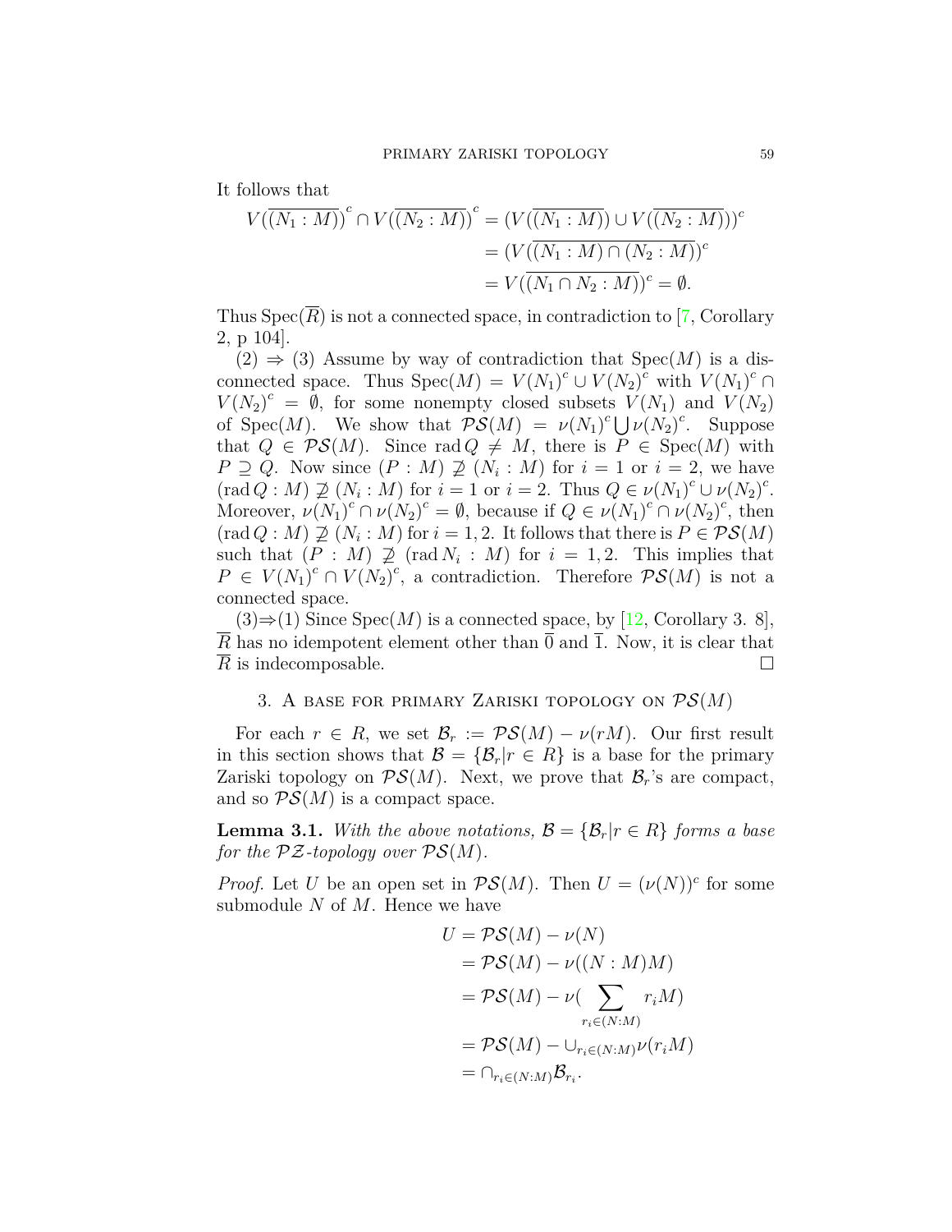It follows that

$$
\begin{aligned}
V(\overline{(N_1 : M)})^c \cap V(\overline{(N_2 : M)})^c &= (V(\overline{(N_1 : M)}) \cup V(\overline{(N_2 : M)}))^c \\
&= (V(\overline{(N_1 : M) \cap (N_2 : M)})^c \\
&= V(\overline{(N_1 \cap N_2 : M)})^c = \emptyset.
\end{aligned}
$$

Thus $\mathrm{Spec}(\overline{R})$ is not a connected space, in contradiction to [7, Corollary 2, p 104].

(2) $\Rightarrow$ (3) Assume by way of contradiction that $\mathrm{Spec}(M)$ is a disconnected space. Thus $\mathrm{Spec}(M) = V(N_1)^c \cup V(N_2)^c$ with $V(N_1)^c \cap V(N_2)^c = \emptyset$, for some nonempty closed subsets $V(N_1)$ and $V(N_2)$ of $\mathrm{Spec}(M)$. We show that $\mathcal{PS}(M) = \nu(N_1)^c \bigcup \nu(N_2)^c$. Suppose that $Q \in \mathcal{PS}(M)$. Since $\mathrm{rad}\, Q \neq M$, there is $P \in \mathrm{Spec}(M)$ with $P \supseteq Q$. Now since $(P : M) \not\supseteq (N_i : M)$ for $i = 1$ or $i = 2$, we have $(\mathrm{rad}\, Q : M) \not\supseteq (N_i : M)$ for $i = 1$ or $i = 2$. Thus $Q \in \nu(N_1)^c \cup \nu(N_2)^c$. Moreover, $\nu(N_1)^c \cap \nu(N_2)^c = \emptyset$, because if $Q \in \nu(N_1)^c \cap \nu(N_2)^c$, then $(\mathrm{rad}\, Q : M) \not\supseteq (N_i : M)$ for $i = 1, 2$. It follows that there is $P \in \mathcal{PS}(M)$ such that $(P : M) \not\supseteq (\mathrm{rad}\, N_i : M)$ for $i = 1, 2$. This implies that $P \in V(N_1)^c \cap V(N_2)^c$, a contradiction. Therefore $\mathcal{PS}(M)$ is not a connected space.

(3)$\Rightarrow$(1) Since $\mathrm{Spec}(M)$ is a connected space, by [12, Corollary 3. 8], $\overline{R}$ has no idempotent element other than $\overline{0}$ and $\overline{1}$. Now, it is clear that $\overline{R}$ is indecomposable. $\square$

## 3. A base for primary Zariski topology on $\mathcal{PS}(M)$

For each $r \in R$, we set $\mathcal{B}_r := \mathcal{PS}(M) - \nu(rM)$. Our first result in this section shows that $\mathcal{B} = \{\mathcal{B}_r | r \in R\}$ is a base for the primary Zariski topology on $\mathcal{PS}(M)$. Next, we prove that $\mathcal{B}_r$'s are compact, and so $\mathcal{PS}(M)$ is a compact space.

**Lemma 3.1.** *With the above notations, $\mathcal{B} = \{\mathcal{B}_r | r \in R\}$ forms a base for the $\mathcal{PZ}$-topology over $\mathcal{PS}(M)$.*

*Proof.* Let $U$ be an open set in $\mathcal{PS}(M)$. Then $U = (\nu(N))^c$ for some submodule $N$ of $M$. Hence we have

$$
\begin{aligned}
U &= \mathcal{PS}(M) - \nu(N) \\
&= \mathcal{PS}(M) - \nu((N : M)M) \\
&= \mathcal{PS}(M) - \nu(\sum_{r_i \in (N:M)} r_i M) \\
&= \mathcal{PS}(M) - \cup_{r_i \in (N:M)} \nu(r_i M) \\
&= \cap_{r_i \in (N:M)} \mathcal{B}_{r_i}.
\end{aligned}
$$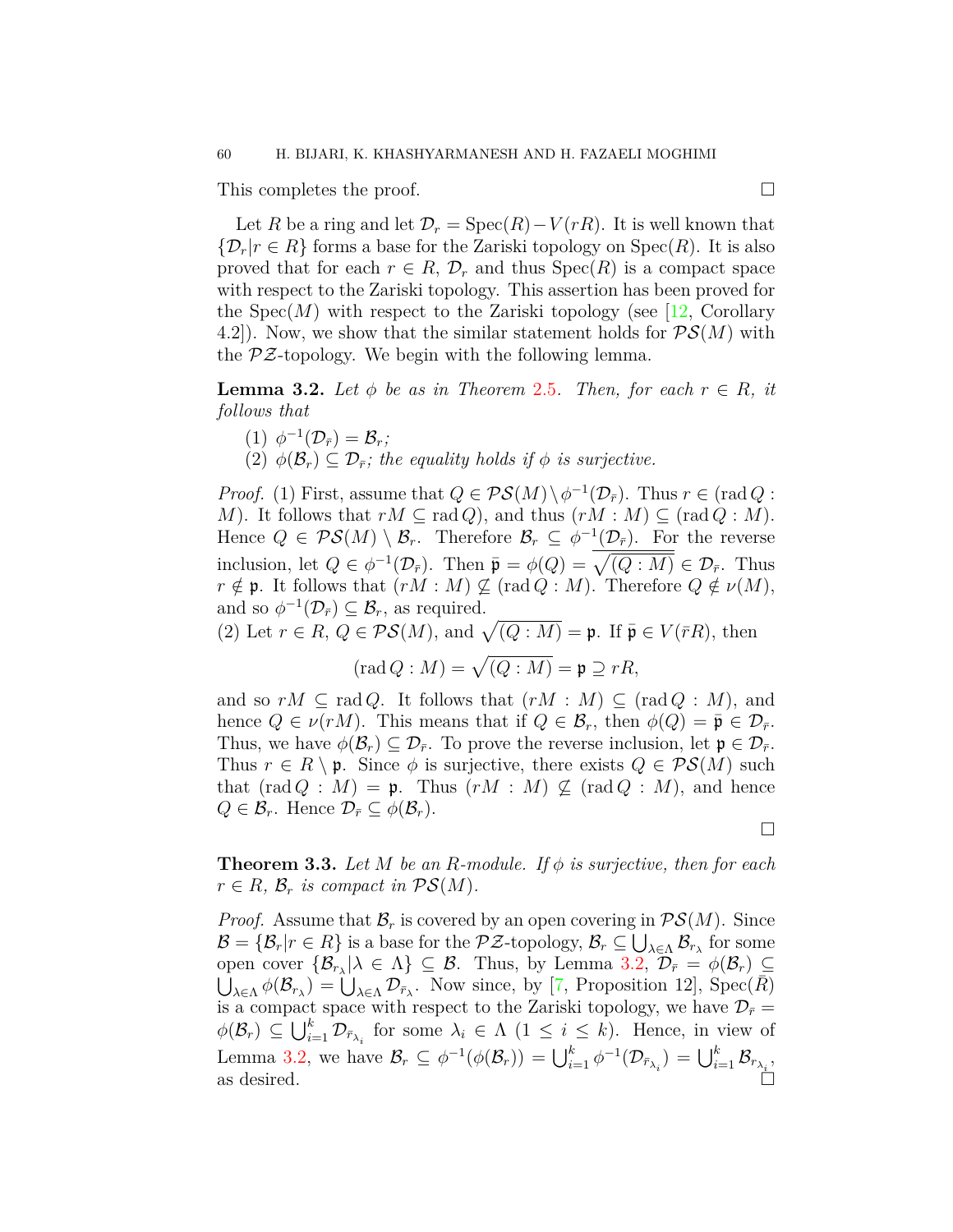This completes the proof. $\square$

Let $R$ be a ring and let $\mathcal{D}_r = \operatorname{Spec}(R) - V(rR)$. It is well known that $\{\mathcal{D}_r | r \in R\}$ forms a base for the Zariski topology on $\operatorname{Spec}(R)$. It is also proved that for each $r \in R$, $\mathcal{D}_r$ and thus $\operatorname{Spec}(R)$ is a compact space with respect to the Zariski topology. This assertion has been proved for the $\operatorname{Spec}(M)$ with respect to the Zariski topology (see [12, Corollary 4.2]). Now, we show that the similar statement holds for $\mathcal{PS}(M)$ with the $\mathcal{PZ}$-topology. We begin with the following lemma.

**Lemma 3.2.** *Let $\phi$ be as in Theorem 2.5. Then, for each $r \in R$, it follows that*

(1) $\phi^{-1}(\mathcal{D}_{\bar{r}}) = \mathcal{B}_r$;
(2) $\phi(\mathcal{B}_r) \subseteq \mathcal{D}_{\bar{r}}$; *the equality holds if $\phi$ is surjective.*

*Proof.* (1) First, assume that $Q \in \mathcal{PS}(M) \setminus \phi^{-1}(\mathcal{D}_{\bar{r}})$. Thus $r \in (\operatorname{rad} Q : M)$. It follows that $rM \subseteq \operatorname{rad} Q)$, and thus $(rM : M) \subseteq (\operatorname{rad} Q : M)$. Hence $Q \in \mathcal{PS}(M) \setminus \mathcal{B}_r$. Therefore $\mathcal{B}_r \subseteq \phi^{-1}(\mathcal{D}_{\bar{r}})$. For the reverse inclusion, let $Q \in \phi^{-1}(\mathcal{D}_{\bar{r}})$. Then $\bar{\mathfrak{p}} = \phi(Q) = \overline{\sqrt{(Q : M)}} \in \mathcal{D}_{\bar{r}}$. Thus $r \notin \mathfrak{p}$. It follows that $(rM : M) \not\subseteq (\operatorname{rad} Q : M)$. Therefore $Q \notin \nu(M)$, and so $\phi^{-1}(\mathcal{D}_{\bar{r}}) \subseteq \mathcal{B}_r$, as required.
(2) Let $r \in R$, $Q \in \mathcal{PS}(M)$, and $\sqrt{(Q : M)} = \mathfrak{p}$. If $\bar{\mathfrak{p}} \in V(\bar{r}R)$, then

$$(\operatorname{rad} Q : M) = \sqrt{(Q : M)} = \mathfrak{p} \supseteq rR,$$

and so $rM \subseteq \operatorname{rad} Q$. It follows that $(rM : M) \subseteq (\operatorname{rad} Q : M)$, and hence $Q \in \nu(rM)$. This means that if $Q \in \mathcal{B}_r$, then $\phi(Q) = \bar{\mathfrak{p}} \in \mathcal{D}_{\bar{r}}$. Thus, we have $\phi(\mathcal{B}_r) \subseteq \mathcal{D}_{\bar{r}}$. To prove the reverse inclusion, let $\mathfrak{p} \in \mathcal{D}_{\bar{r}}$. Thus $r \in R \setminus \mathfrak{p}$. Since $\phi$ is surjective, there exists $Q \in \mathcal{PS}(M)$ such that $(\operatorname{rad} Q : M) = \mathfrak{p}$. Thus $(rM : M) \not\subseteq (\operatorname{rad} Q : M)$, and hence $Q \in \mathcal{B}_r$. Hence $\mathcal{D}_{\bar{r}} \subseteq \phi(\mathcal{B}_r)$. $\square$

**Theorem 3.3.** *Let $M$ be an $R$-module. If $\phi$ is surjective, then for each $r \in R$, $\mathcal{B}_r$ is compact in $\mathcal{PS}(M)$.*

*Proof.* Assume that $\mathcal{B}_r$ is covered by an open covering in $\mathcal{PS}(M)$. Since $\mathcal{B} = \{\mathcal{B}_r | r \in R\}$ is a base for the $\mathcal{PZ}$-topology, $\mathcal{B}_r \subseteq \bigcup_{\lambda \in \Lambda} \mathcal{B}_{r_\lambda}$ for some open cover $\{\mathcal{B}_{r_\lambda} | \lambda \in \Lambda\} \subseteq \mathcal{B}$. Thus, by Lemma 3.2, $\mathcal{D}_{\bar{r}} = \phi(\mathcal{B}_r) \subseteq \bigcup_{\lambda \in \Lambda} \phi(\mathcal{B}_{r_\lambda}) = \bigcup_{\lambda \in \Lambda} \mathcal{D}_{\bar{r}_\lambda}$. Now since, by [7, Proposition 12], $\operatorname{Spec}(\bar{R})$ is a compact space with respect to the Zariski topology, we have $\mathcal{D}_{\bar{r}} = \phi(\mathcal{B}_r) \subseteq \bigcup_{i=1}^{k} \mathcal{D}_{\bar{r}_{\lambda_i}}$ for some $\lambda_i \in \Lambda$ $(1 \leq i \leq k)$. Hence, in view of Lemma 3.2, we have $\mathcal{B}_r \subseteq \phi^{-1}(\phi(\mathcal{B}_r)) = \bigcup_{i=1}^{k} \phi^{-1}(\mathcal{D}_{\bar{r}_{\lambda_i}}) = \bigcup_{i=1}^{k} \mathcal{B}_{r_{\lambda_i}}$, as desired. $\square$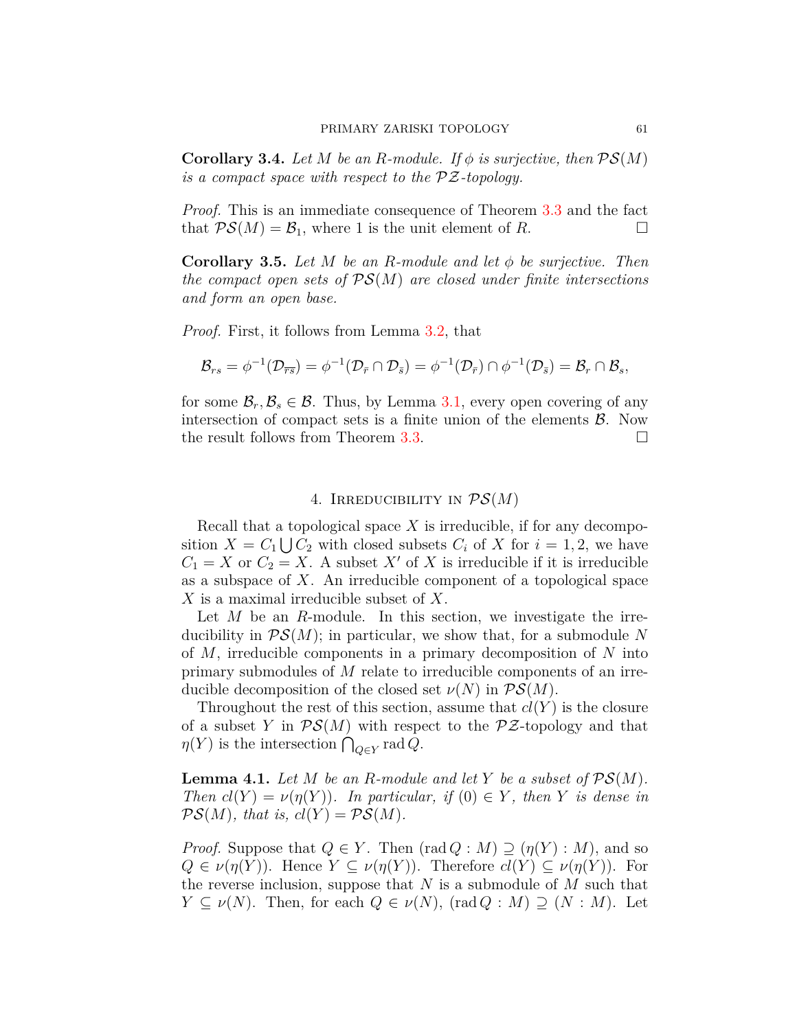**Corollary 3.4.** *Let $M$ be an $R$-module. If $\phi$ is surjective, then $\mathcal{PS}(M)$ is a compact space with respect to the $\mathcal{PZ}$-topology.*

*Proof.* This is an immediate consequence of Theorem 3.3 and the fact that $\mathcal{PS}(M) = \mathcal{B}_1$, where 1 is the unit element of $R$. $\square$

**Corollary 3.5.** *Let $M$ be an $R$-module and let $\phi$ be surjective. Then the compact open sets of $\mathcal{PS}(M)$ are closed under finite intersections and form an open base.*

*Proof.* First, it follows from Lemma 3.2, that

$$\mathcal{B}_{rs} = \phi^{-1}(\mathcal{D}_{\overline{rs}}) = \phi^{-1}(\mathcal{D}_{\bar{r}} \cap \mathcal{D}_{\bar{s}}) = \phi^{-1}(\mathcal{D}_{\bar{r}}) \cap \phi^{-1}(\mathcal{D}_{\bar{s}}) = \mathcal{B}_r \cap \mathcal{B}_s,$$

for some $\mathcal{B}_r, \mathcal{B}_s \in \mathcal{B}$. Thus, by Lemma 3.1, every open covering of any intersection of compact sets is a finite union of the elements $\mathcal{B}$. Now the result follows from Theorem 3.3. $\square$

## 4. Irreducibility in $\mathcal{PS}(M)$

Recall that a topological space $X$ is irreducible, if for any decomposition $X = C_1 \bigcup C_2$ with closed subsets $C_i$ of $X$ for $i = 1, 2$, we have $C_1 = X$ or $C_2 = X$. A subset $X'$ of $X$ is irreducible if it is irreducible as a subspace of $X$. An irreducible component of a topological space $X$ is a maximal irreducible subset of $X$.

Let $M$ be an $R$-module. In this section, we investigate the irreducibility in $\mathcal{PS}(M)$; in particular, we show that, for a submodule $N$ of $M$, irreducible components in a primary decomposition of $N$ into primary submodules of $M$ relate to irreducible components of an irreducible decomposition of the closed set $\nu(N)$ in $\mathcal{PS}(M)$.

Throughout the rest of this section, assume that $cl(Y)$ is the closure of a subset $Y$ in $\mathcal{PS}(M)$ with respect to the $\mathcal{PZ}$-topology and that $\eta(Y)$ is the intersection $\bigcap_{Q \in Y} \operatorname{rad} Q$.

**Lemma 4.1.** *Let $M$ be an $R$-module and let $Y$ be a subset of $\mathcal{PS}(M)$. Then $cl(Y) = \nu(\eta(Y))$. In particular, if $(0) \in Y$, then $Y$ is dense in $\mathcal{PS}(M)$, that is, $cl(Y) = \mathcal{PS}(M)$.*

*Proof.* Suppose that $Q \in Y$. Then $(\operatorname{rad} Q : M) \supseteq (\eta(Y) : M)$, and so $Q \in \nu(\eta(Y))$. Hence $Y \subseteq \nu(\eta(Y))$. Therefore $cl(Y) \subseteq \nu(\eta(Y))$. For the reverse inclusion, suppose that $N$ is a submodule of $M$ such that $Y \subseteq \nu(N)$. Then, for each $Q \in \nu(N)$, $(\operatorname{rad} Q : M) \supseteq (N : M)$. Let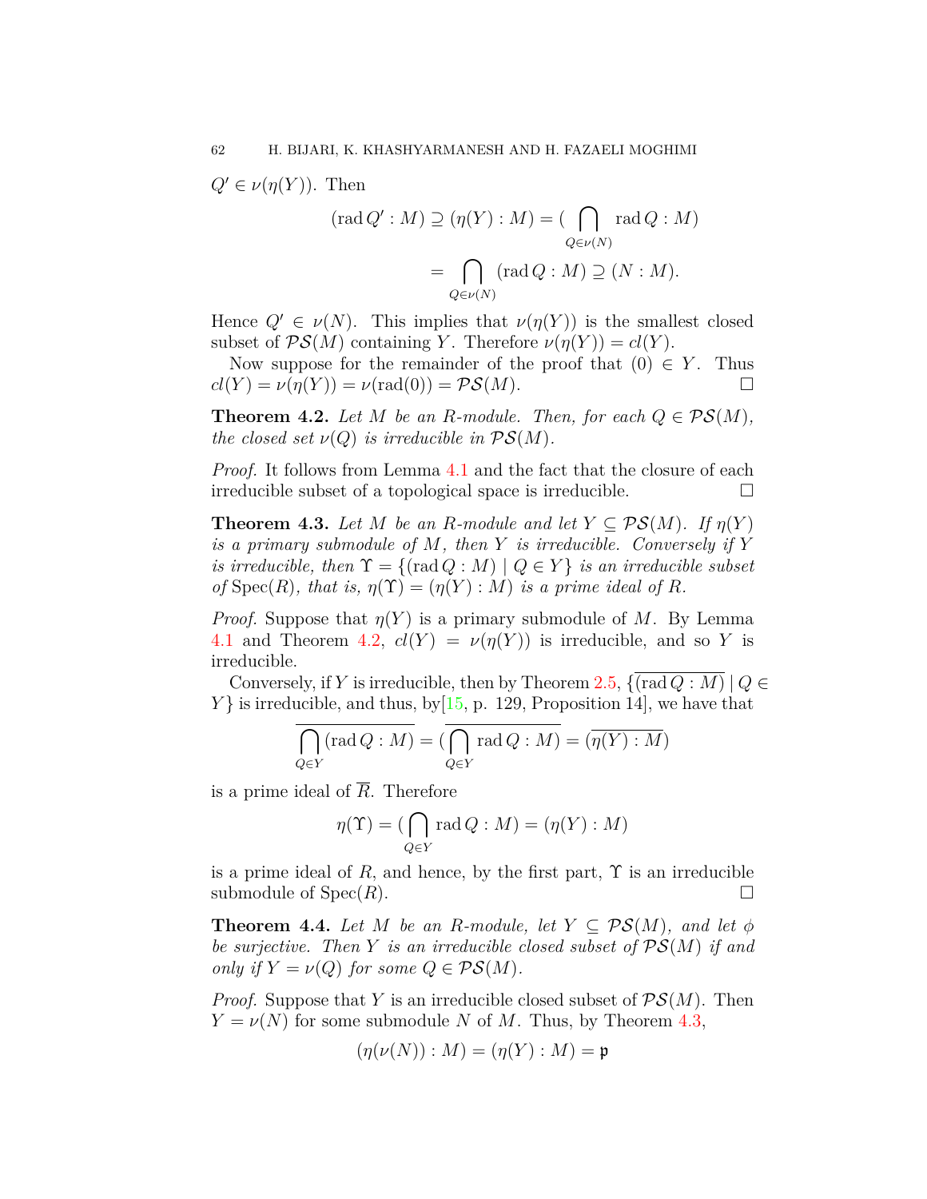$Q' \in \nu(\eta(Y))$. Then

$$(\operatorname{rad} Q' : M) \supseteq (\eta(Y) : M) = (\bigcap_{Q \in \nu(N)} \operatorname{rad} Q : M)$$
$$= \bigcap_{Q \in \nu(N)} (\operatorname{rad} Q : M) \supseteq (N : M).$$

Hence $Q' \in \nu(N)$. This implies that $\nu(\eta(Y))$ is the smallest closed subset of $\mathcal{PS}(M)$ containing $Y$. Therefore $\nu(\eta(Y)) = cl(Y)$.

Now suppose for the remainder of the proof that $(0) \in Y$. Thus $cl(Y) = \nu(\eta(Y)) = \nu(\operatorname{rad}(0)) = \mathcal{PS}(M)$. □

**Theorem 4.2.** *Let $M$ be an $R$-module. Then, for each $Q \in \mathcal{PS}(M)$, the closed set $\nu(Q)$ is irreducible in $\mathcal{PS}(M)$.*

*Proof.* It follows from Lemma 4.1 and the fact that the closure of each irreducible subset of a topological space is irreducible. □

**Theorem 4.3.** *Let $M$ be an $R$-module and let $Y \subseteq \mathcal{PS}(M)$. If $\eta(Y)$ is a primary submodule of $M$, then $Y$ is irreducible. Conversely if $Y$ is irreducible, then $\Upsilon = \{(\operatorname{rad} Q : M) \mid Q \in Y\}$ is an irreducible subset of $\operatorname{Spec}(R)$, that is, $\eta(\Upsilon) = (\eta(Y) : M)$ is a prime ideal of $R$.*

*Proof.* Suppose that $\eta(Y)$ is a primary submodule of $M$. By Lemma 4.1 and Theorem 4.2, $cl(Y) = \nu(\eta(Y))$ is irreducible, and so $Y$ is irreducible.

Conversely, if $Y$ is irreducible, then by Theorem 2.5, $\{\overline{(\operatorname{rad} Q : M)} \mid Q \in Y\}$ is irreducible, and thus, by[15, p. 129, Proposition 14], we have that

$$\overline{\bigcap_{Q \in Y} (\operatorname{rad} Q : M)} = \overline{(\bigcap_{Q \in Y} \operatorname{rad} Q : M)} = \overline{(\eta(Y) : M)}$$

is a prime ideal of $\overline{R}$. Therefore

$$\eta(\Upsilon) = (\bigcap_{Q \in Y} \operatorname{rad} Q : M) = (\eta(Y) : M)$$

is a prime ideal of $R$, and hence, by the first part, $\Upsilon$ is an irreducible submodule of $\operatorname{Spec}(R)$. □

**Theorem 4.4.** *Let $M$ be an $R$-module, let $Y \subseteq \mathcal{PS}(M)$, and let $\phi$ be surjective. Then $Y$ is an irreducible closed subset of $\mathcal{PS}(M)$ if and only if $Y = \nu(Q)$ for some $Q \in \mathcal{PS}(M)$.*

*Proof.* Suppose that $Y$ is an irreducible closed subset of $\mathcal{PS}(M)$. Then $Y = \nu(N)$ for some submodule $N$ of $M$. Thus, by Theorem 4.3,

$$(\eta(\nu(N)) : M) = (\eta(Y) : M) = \mathfrak{p}$$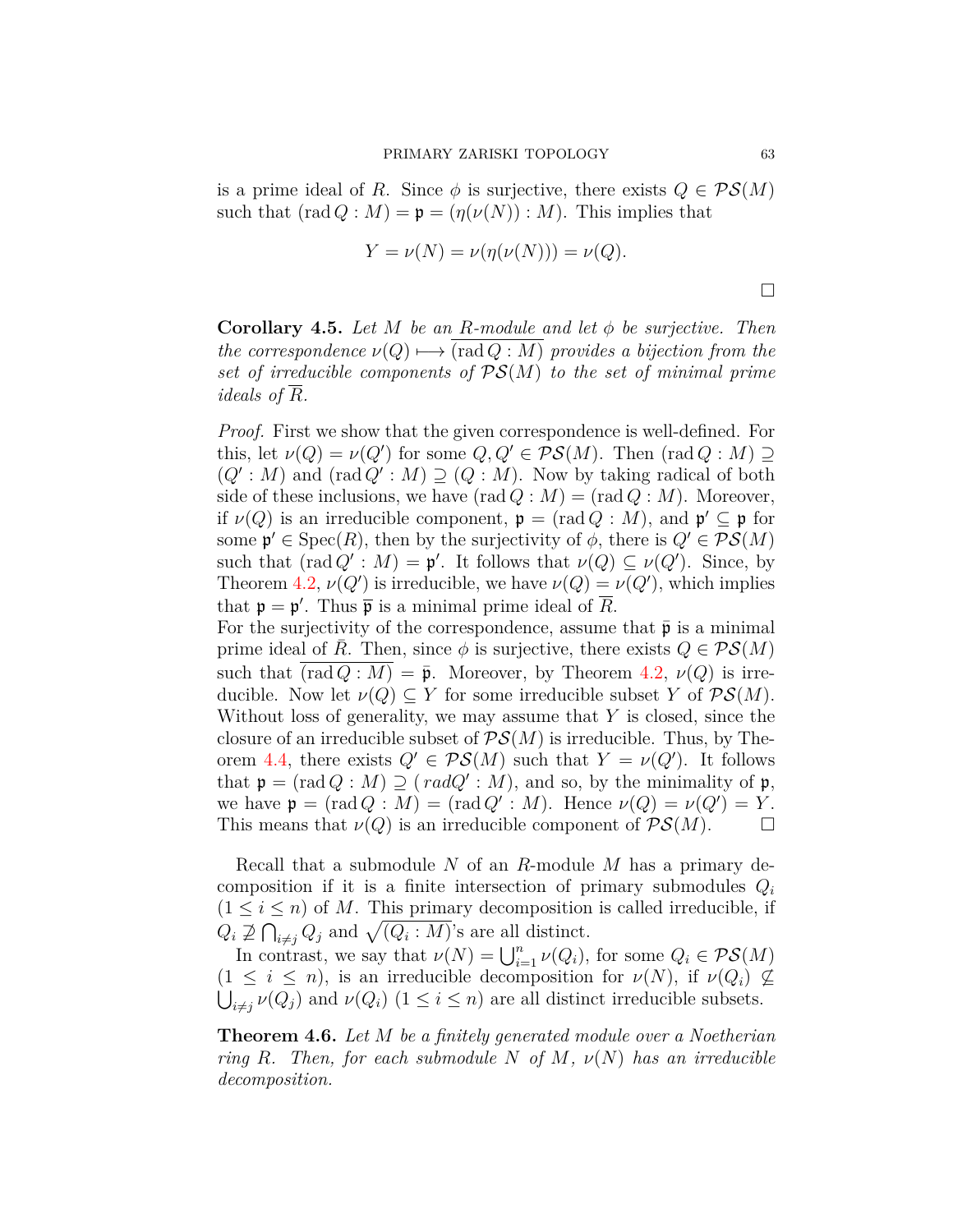is a prime ideal of $R$. Since $\phi$ is surjective, there exists $Q \in \mathcal{PS}(M)$ such that $(\operatorname{rad} Q : M) = \mathfrak{p} = (\eta(\nu(N)) : M)$. This implies that

$$Y = \nu(N) = \nu(\eta(\nu(N))) = \nu(Q).$$

$\square$

**Corollary 4.5.** *Let $M$ be an $R$-module and let $\phi$ be surjective. Then the correspondence $\nu(Q) \longmapsto \overline{(\operatorname{rad} Q : M)}$ provides a bijection from the set of irreducible components of $\mathcal{PS}(M)$ to the set of minimal prime ideals of $\overline{R}$.*

*Proof.* First we show that the given correspondence is well-defined. For this, let $\nu(Q) = \nu(Q')$ for some $Q, Q' \in \mathcal{PS}(M)$. Then $(\operatorname{rad} Q : M) \supseteq (Q' : M)$ and $(\operatorname{rad} Q' : M) \supseteq (Q : M)$. Now by taking radical of both side of these inclusions, we have $(\operatorname{rad} Q : M) = (\operatorname{rad} Q : M)$. Moreover, if $\nu(Q)$ is an irreducible component, $\mathfrak{p} = (\operatorname{rad} Q : M)$, and $\mathfrak{p}' \subseteq \mathfrak{p}$ for some $\mathfrak{p}' \in \operatorname{Spec}(R)$, then by the surjectivity of $\phi$, there is $Q' \in \mathcal{PS}(M)$ such that $(\operatorname{rad} Q' : M) = \mathfrak{p}'$. It follows that $\nu(Q) \subseteq \nu(Q')$. Since, by Theorem 4.2, $\nu(Q')$ is irreducible, we have $\nu(Q) = \nu(Q')$, which implies that $\mathfrak{p} = \mathfrak{p}'$. Thus $\overline{\mathfrak{p}}$ is a minimal prime ideal of $\overline{R}$.
For the surjectivity of the correspondence, assume that $\bar{\mathfrak{p}}$ is a minimal prime ideal of $\bar{R}$. Then, since $\phi$ is surjective, there exists $Q \in \mathcal{PS}(M)$ such that $\overline{(\operatorname{rad} Q : M)} = \bar{\mathfrak{p}}$. Moreover, by Theorem 4.2, $\nu(Q)$ is irreducible. Now let $\nu(Q) \subseteq Y$ for some irreducible subset $Y$ of $\mathcal{PS}(M)$. Without loss of generality, we may assume that $Y$ is closed, since the closure of an irreducible subset of $\mathcal{PS}(M)$ is irreducible. Thus, by Theorem 4.4, there exists $Q' \in \mathcal{PS}(M)$ such that $Y = \nu(Q')$. It follows that $\mathfrak{p} = (\operatorname{rad} Q : M) \supseteq ( \mathit{rad} Q' : M)$, and so, by the minimality of $\mathfrak{p}$, we have $\mathfrak{p} = (\operatorname{rad} Q : M) = (\operatorname{rad} Q' : M)$. Hence $\nu(Q) = \nu(Q') = Y$. This means that $\nu(Q)$ is an irreducible component of $\mathcal{PS}(M)$. $\square$

Recall that a submodule $N$ of an $R$-module $M$ has a primary decomposition if it is a finite intersection of primary submodules $Q_i$ $(1 \leq i \leq n)$ of $M$. This primary decomposition is called irreducible, if $Q_i \not\supseteq \bigcap_{i \neq j} Q_j$ and $\sqrt{(Q_i : M)}$'s are all distinct.

In contrast, we say that $\nu(N) = \bigcup_{i=1}^{n} \nu(Q_i)$, for some $Q_i \in \mathcal{PS}(M)$ $(1 \leq i \leq n)$, is an irreducible decomposition for $\nu(N)$, if $\nu(Q_i) \not\subseteq \bigcup_{i \neq j} \nu(Q_j)$ and $\nu(Q_i)$ $(1 \leq i \leq n)$ are all distinct irreducible subsets.

**Theorem 4.6.** *Let $M$ be a finitely generated module over a Noetherian ring $R$. Then, for each submodule $N$ of $M$, $\nu(N)$ has an irreducible decomposition.*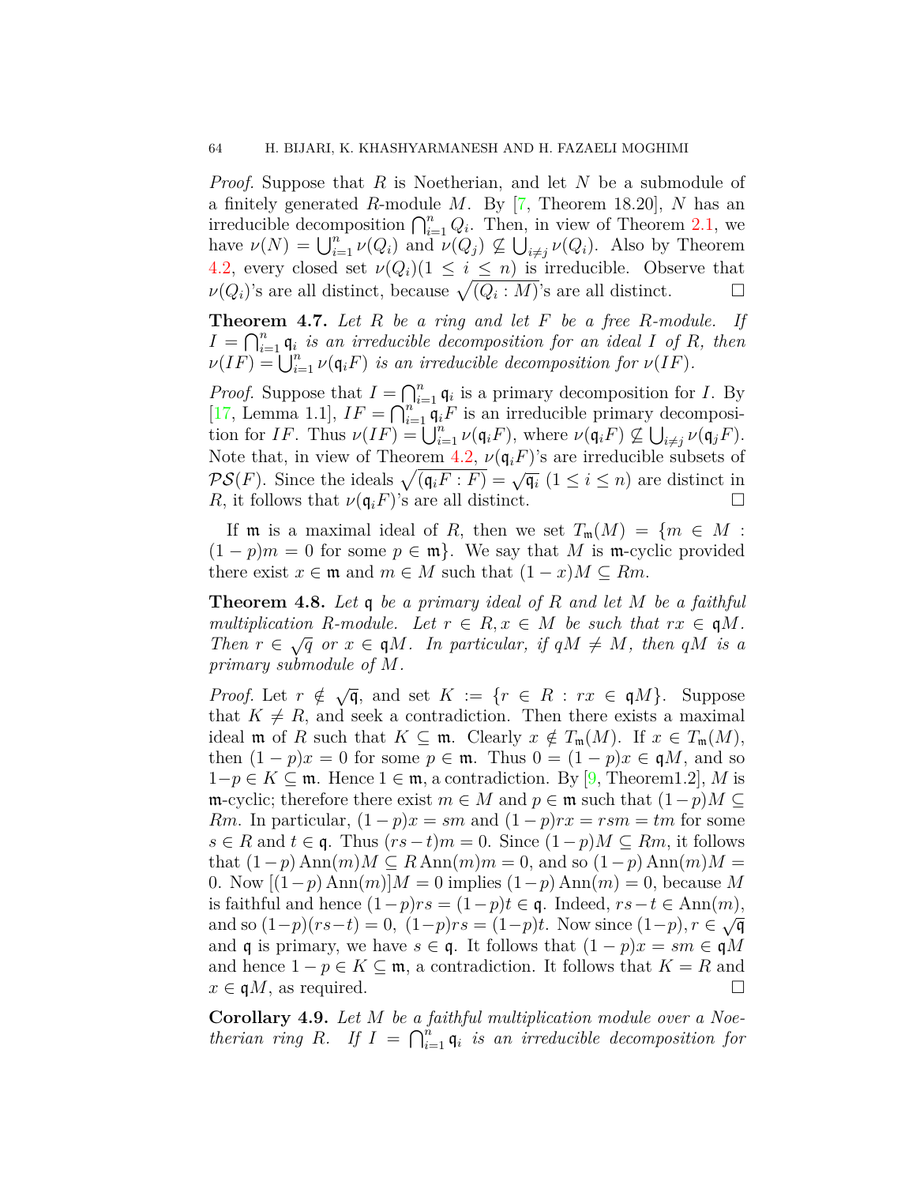*Proof.* Suppose that $R$ is Noetherian, and let $N$ be a submodule of a finitely generated $R$-module $M$. By [7, Theorem 18.20], $N$ has an irreducible decomposition $\bigcap_{i=1}^{n} Q_i$. Then, in view of Theorem 2.1, we have $\nu(N) = \bigcup_{i=1}^{n} \nu(Q_i)$ and $\nu(Q_j) \nsubseteq \bigcup_{i\neq j} \nu(Q_i)$. Also by Theorem 4.2, every closed set $\nu(Q_i)(1 \leq i \leq n)$ is irreducible. Observe that $\nu(Q_i)$'s are all distinct, because $\sqrt{(Q_i : M)}$'s are all distinct. □

**Theorem 4.7.** *Let $R$ be a ring and let $F$ be a free $R$-module. If $I = \bigcap_{i=1}^{n} \mathfrak{q}_i$ is an irreducible decomposition for an ideal $I$ of $R$, then $\nu(IF) = \bigcup_{i=1}^{n} \nu(\mathfrak{q}_i F)$ is an irreducible decomposition for $\nu(IF)$.*

*Proof.* Suppose that $I = \bigcap_{i=1}^{n} \mathfrak{q}_i$ is a primary decomposition for $I$. By [17, Lemma 1.1], $IF = \bigcap_{i=1}^{n} \mathfrak{q}_i F$ is an irreducible primary decomposition for $IF$. Thus $\nu(IF) = \bigcup_{i=1}^{n} \nu(\mathfrak{q}_i F)$, where $\nu(\mathfrak{q}_i F) \nsubseteq \bigcup_{i\neq j} \nu(\mathfrak{q}_j F)$. Note that, in view of Theorem 4.2, $\nu(\mathfrak{q}_i F)$'s are irreducible subsets of $\mathcal{PS}(F)$. Since the ideals $\sqrt{(\mathfrak{q}_i F : F)} = \sqrt{\mathfrak{q}_i}$ $(1 \leq i \leq n)$ are distinct in $R$, it follows that $\nu(\mathfrak{q}_i F)$'s are all distinct. □

If $\mathfrak{m}$ is a maximal ideal of $R$, then we set $T_{\mathfrak{m}}(M) = \{m \in M : (1-p)m = 0 \text{ for some } p \in \mathfrak{m}\}$. We say that $M$ is $\mathfrak{m}$-cyclic provided there exist $x \in \mathfrak{m}$ and $m \in M$ such that $(1-x)M \subseteq Rm$.

**Theorem 4.8.** *Let $\mathfrak{q}$ be a primary ideal of $R$ and let $M$ be a faithful multiplication $R$-module. Let $r \in R, x \in M$ be such that $rx \in \mathfrak{q}M$. Then $r \in \sqrt{q}$ or $x \in \mathfrak{q}M$. In particular, if $qM \neq M$, then $qM$ is a primary submodule of $M$.*

*Proof.* Let $r \notin \sqrt{\mathfrak{q}}$, and set $K := \{r \in R : rx \in \mathfrak{q}M\}$. Suppose that $K \neq R$, and seek a contradiction. Then there exists a maximal ideal $\mathfrak{m}$ of $R$ such that $K \subseteq \mathfrak{m}$. Clearly $x \notin T_{\mathfrak{m}}(M)$. If $x \in T_{\mathfrak{m}}(M)$, then $(1-p)x = 0$ for some $p \in \mathfrak{m}$. Thus $0 = (1-p)x \in \mathfrak{q}M$, and so $1-p \in K \subseteq \mathfrak{m}$. Hence $1 \in \mathfrak{m}$, a contradiction. By [9, Theorem1.2], $M$ is $\mathfrak{m}$-cyclic; therefore there exist $m \in M$ and $p \in \mathfrak{m}$ such that $(1-p)M \subseteq Rm$. In particular, $(1-p)x = sm$ and $(1-p)rx = rsm = tm$ for some $s \in R$ and $t \in \mathfrak{q}$. Thus $(rs-t)m = 0$. Since $(1-p)M \subseteq Rm$, it follows that $(1-p)\operatorname{Ann}(m)M \subseteq R\operatorname{Ann}(m)m = 0$, and so $(1-p)\operatorname{Ann}(m)M = 0$. Now $[(1-p)\operatorname{Ann}(m)]M = 0$ implies $(1-p)\operatorname{Ann}(m) = 0$, because $M$ is faithful and hence $(1-p)rs = (1-p)t \in \mathfrak{q}$. Indeed, $rs-t \in \operatorname{Ann}(m)$, and so $(1-p)(rs-t) = 0$, $(1-p)rs = (1-p)t$. Now since $(1-p), r \in \sqrt{\mathfrak{q}}$ and $\mathfrak{q}$ is primary, we have $s \in \mathfrak{q}$. It follows that $(1-p)x = sm \in \mathfrak{q}M$ and hence $1-p \in K \subseteq \mathfrak{m}$, a contradiction. It follows that $K = R$ and $x \in \mathfrak{q}M$, as required. □

**Corollary 4.9.** *Let $M$ be a faithful multiplication module over a Noetherian ring $R$. If $I = \bigcap_{i=1}^{n} \mathfrak{q}_i$ is an irreducible decomposition for*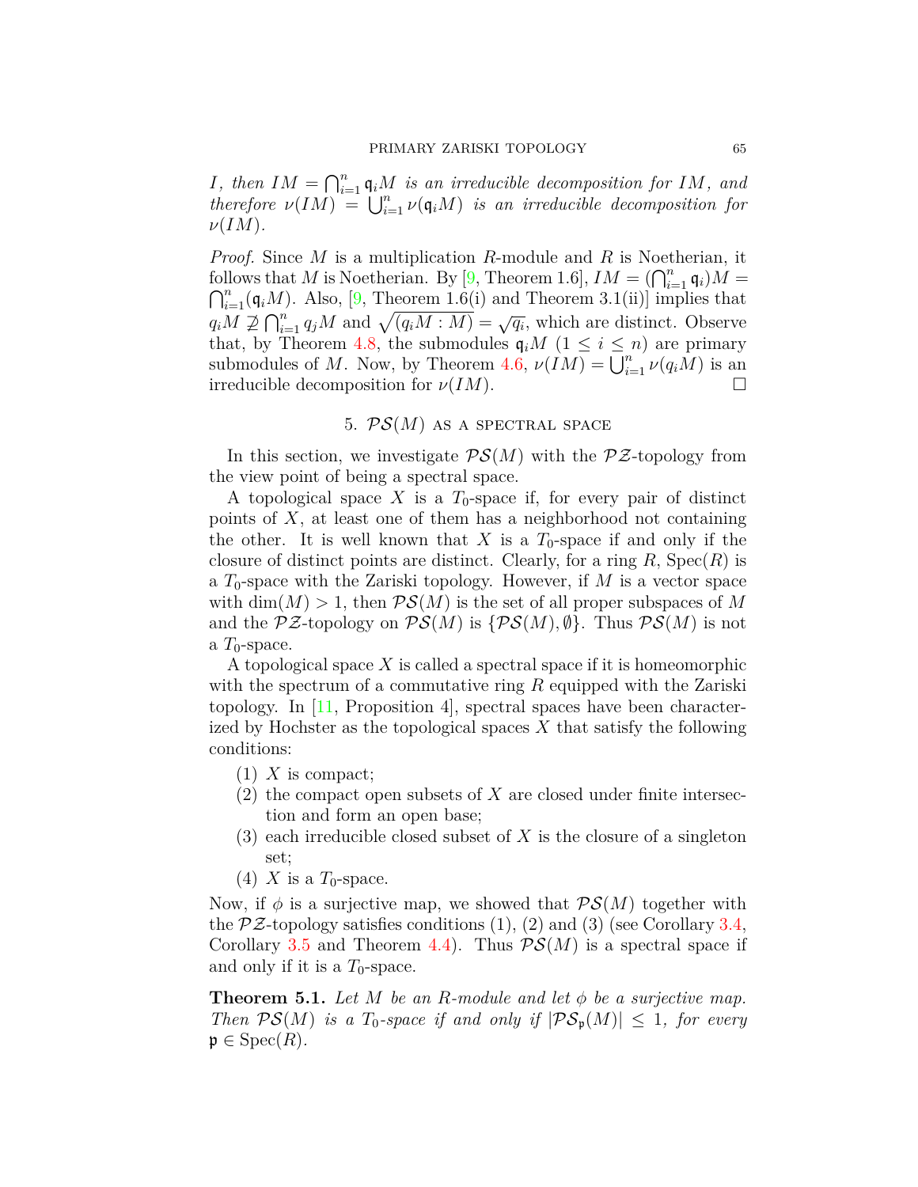*$I$, then $IM = \bigcap_{i=1}^{n} \mathfrak{q}_i M$ is an irreducible decomposition for $IM$, and therefore $\nu(IM) = \bigcup_{i=1}^{n} \nu(\mathfrak{q}_i M)$ is an irreducible decomposition for $\nu(IM)$.*

*Proof.* Since $M$ is a multiplication $R$-module and $R$ is Noetherian, it follows that $M$ is Noetherian. By [9, Theorem 1.6], $IM = (\bigcap_{i=1}^{n} \mathfrak{q}_i)M = \bigcap_{i=1}^{n}(\mathfrak{q}_i M)$. Also, [9, Theorem 1.6(i) and Theorem 3.1(ii)] implies that $q_i M \not\supseteq \bigcap_{i=1}^{n} q_j M$ and $\sqrt{(q_i M : M)} = \sqrt{q_i}$, which are distinct. Observe that, by Theorem 4.8, the submodules $\mathfrak{q}_i M$ $(1 \leq i \leq n)$ are primary submodules of $M$. Now, by Theorem 4.6, $\nu(IM) = \bigcup_{i=1}^{n} \nu(q_i M)$ is an irreducible decomposition for $\nu(IM)$. $\square$

## 5. $\mathcal{PS}(M)$ as a spectral space

In this section, we investigate $\mathcal{PS}(M)$ with the $\mathcal{PZ}$-topology from the view point of being a spectral space.

A topological space $X$ is a $T_0$-space if, for every pair of distinct points of $X$, at least one of them has a neighborhood not containing the other. It is well known that $X$ is a $T_0$-space if and only if the closure of distinct points are distinct. Clearly, for a ring $R$, $\text{Spec}(R)$ is a $T_0$-space with the Zariski topology. However, if $M$ is a vector space with $\dim(M) > 1$, then $\mathcal{PS}(M)$ is the set of all proper subspaces of $M$ and the $\mathcal{PZ}$-topology on $\mathcal{PS}(M)$ is $\{\mathcal{PS}(M), \emptyset\}$. Thus $\mathcal{PS}(M)$ is not a $T_0$-space.

A topological space $X$ is called a spectral space if it is homeomorphic with the spectrum of a commutative ring $R$ equipped with the Zariski topology. In [11, Proposition 4], spectral spaces have been characterized by Hochster as the topological spaces $X$ that satisfy the following conditions:

(1) $X$ is compact;
(2) the compact open subsets of $X$ are closed under finite intersection and form an open base;
(3) each irreducible closed subset of $X$ is the closure of a singleton set;
(4) $X$ is a $T_0$-space.

Now, if $\phi$ is a surjective map, we showed that $\mathcal{PS}(M)$ together with the $\mathcal{PZ}$-topology satisfies conditions (1), (2) and (3) (see Corollary 3.4, Corollary 3.5 and Theorem 4.4). Thus $\mathcal{PS}(M)$ is a spectral space if and only if it is a $T_0$-space.

**Theorem 5.1.** *Let $M$ be an $R$-module and let $\phi$ be a surjective map. Then $\mathcal{PS}(M)$ is a $T_0$-space if and only if $|\mathcal{PS}_{\mathfrak{p}}(M)| \leq 1$, for every $\mathfrak{p} \in \text{Spec}(R)$.*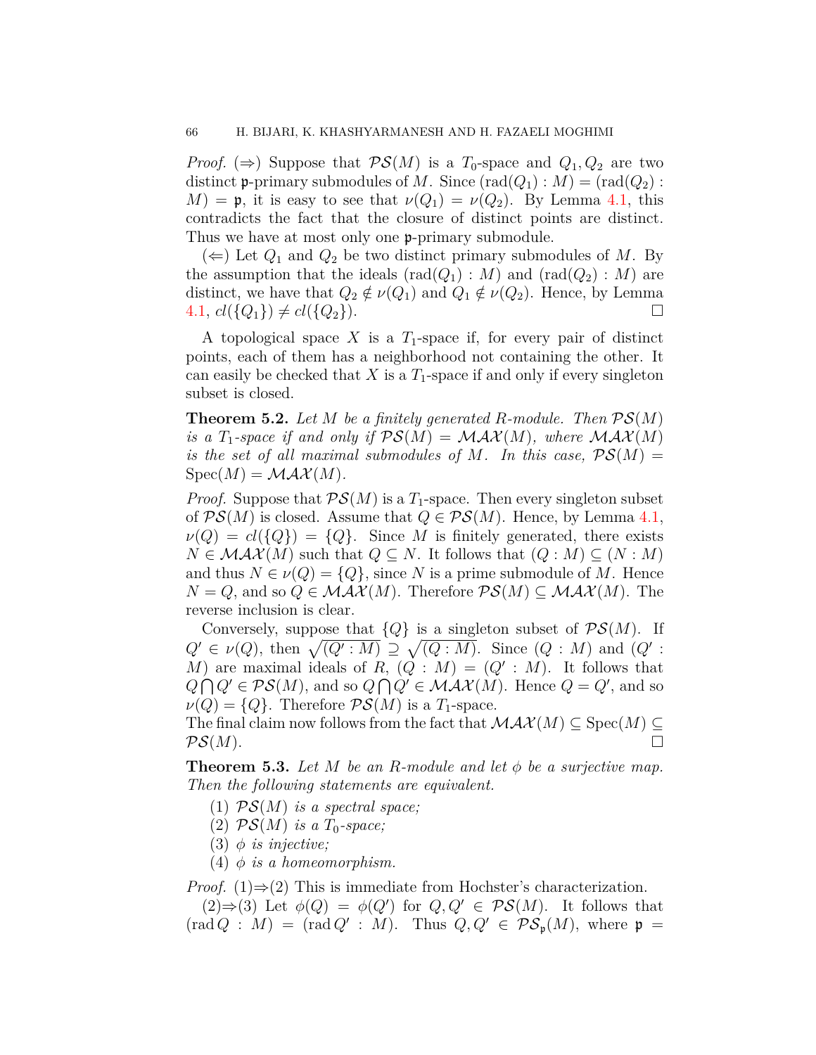*Proof.* (⇒) Suppose that $\mathcal{PS}(M)$ is a $T_0$-space and $Q_1, Q_2$ are two distinct $\mathfrak{p}$-primary submodules of $M$. Since $(\mathrm{rad}(Q_1) : M) = (\mathrm{rad}(Q_2) : M) = \mathfrak{p}$, it is easy to see that $\nu(Q_1) = \nu(Q_2)$. By Lemma 4.1, this contradicts the fact that the closure of distinct points are distinct. Thus we have at most only one $\mathfrak{p}$-primary submodule.

(⇐) Let $Q_1$ and $Q_2$ be two distinct primary submodules of $M$. By the assumption that the ideals $(\mathrm{rad}(Q_1) : M)$ and $(\mathrm{rad}(Q_2) : M)$ are distinct, we have that $Q_2 \notin \nu(Q_1)$ and $Q_1 \notin \nu(Q_2)$. Hence, by Lemma 4.1, $cl(\{Q_1\}) \neq cl(\{Q_2\})$. □

A topological space $X$ is a $T_1$-space if, for every pair of distinct points, each of them has a neighborhood not containing the other. It can easily be checked that $X$ is a $T_1$-space if and only if every singleton subset is closed.

**Theorem 5.2.** *Let $M$ be a finitely generated $R$-module. Then $\mathcal{PS}(M)$ is a $T_1$-space if and only if $\mathcal{PS}(M) = \mathcal{MAX}(M)$, where $\mathcal{MAX}(M)$ is the set of all maximal submodules of $M$. In this case, $\mathcal{PS}(M) = \mathrm{Spec}(M) = \mathcal{MAX}(M)$.*

*Proof.* Suppose that $\mathcal{PS}(M)$ is a $T_1$-space. Then every singleton subset of $\mathcal{PS}(M)$ is closed. Assume that $Q \in \mathcal{PS}(M)$. Hence, by Lemma 4.1, $\nu(Q) = cl(\{Q\}) = \{Q\}$. Since $M$ is finitely generated, there exists $N \in \mathcal{MAX}(M)$ such that $Q \subseteq N$. It follows that $(Q : M) \subseteq (N : M)$ and thus $N \in \nu(Q) = \{Q\}$, since $N$ is a prime submodule of $M$. Hence $N = Q$, and so $Q \in \mathcal{MAX}(M)$. Therefore $\mathcal{PS}(M) \subseteq \mathcal{MAX}(M)$. The reverse inclusion is clear.

Conversely, suppose that $\{Q\}$ is a singleton subset of $\mathcal{PS}(M)$. If $Q' \in \nu(Q)$, then $\sqrt{(Q' : M)} \supseteq \sqrt{(Q : M)}$. Since $(Q : M)$ and $(Q' : M)$ are maximal ideals of $R$, $(Q : M) = (Q' : M)$. It follows that $Q \bigcap Q' \in \mathcal{PS}(M)$, and so $Q \bigcap Q' \in \mathcal{MAX}(M)$. Hence $Q = Q'$, and so $\nu(Q) = \{Q\}$. Therefore $\mathcal{PS}(M)$ is a $T_1$-space.
The final claim now follows from the fact that $\mathcal{MAX}(M) \subseteq \mathrm{Spec}(M) \subseteq \mathcal{PS}(M)$. □

**Theorem 5.3.** *Let $M$ be an $R$-module and let $\phi$ be a surjective map. Then the following statements are equivalent.*

1. *$\mathcal{PS}(M)$ is a spectral space;*
2. *$\mathcal{PS}(M)$ is a $T_0$-space;*
3. *$\phi$ is injective;*
4. *$\phi$ is a homeomorphism.*

*Proof.* (1)⇒(2) This is immediate from Hochster's characterization.

(2)⇒(3) Let $\phi(Q) = \phi(Q')$ for $Q, Q' \in \mathcal{PS}(M)$. It follows that $(\mathrm{rad}\, Q : M) = (\mathrm{rad}\, Q' : M)$. Thus $Q, Q' \in \mathcal{PS}_{\mathfrak{p}}(M)$, where $\mathfrak{p} =$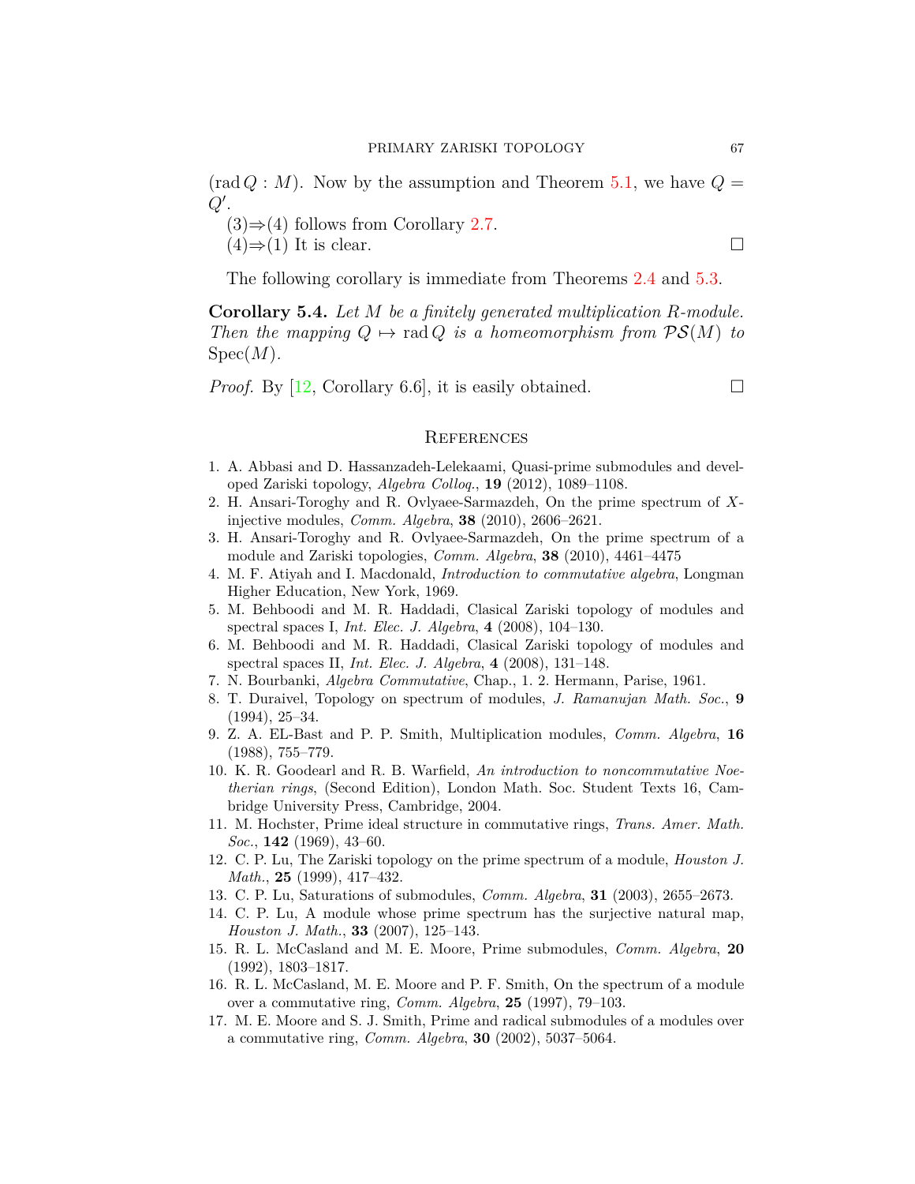$(\operatorname{rad} Q : M)$. Now by the assumption and Theorem 5.1, we have $Q = Q'$.

(3)⇒(4) follows from Corollary 2.7.

(4)⇒(1) It is clear. □

The following corollary is immediate from Theorems 2.4 and 5.3.

**Corollary 5.4.** *Let $M$ be a finitely generated multiplication $R$-module. Then the mapping $Q \mapsto \operatorname{rad} Q$ is a homeomorphism from $\mathcal{PS}(M)$ to $\operatorname{Spec}(M)$.*

*Proof.* By [12, Corollary 6.6], it is easily obtained. □

## References

1. A. Abbasi and D. Hassanzadeh-Lelekaami, Quasi-prime submodules and developed Zariski topology, *Algebra Colloq.*, **19** (2012), 1089–1108.
2. H. Ansari-Toroghy and R. Ovlyaee-Sarmazdeh, On the prime spectrum of $X$-injective modules, *Comm. Algebra*, **38** (2010), 2606–2621.
3. H. Ansari-Toroghy and R. Ovlyaee-Sarmazdeh, On the prime spectrum of a module and Zariski topologies, *Comm. Algebra*, **38** (2010), 4461–4475
4. M. F. Atiyah and I. Macdonald, *Introduction to commutative algebra*, Longman Higher Education, New York, 1969.
5. M. Behboodi and M. R. Haddadi, Clasical Zariski topology of modules and spectral spaces I, *Int. Elec. J. Algebra*, **4** (2008), 104–130.
6. M. Behboodi and M. R. Haddadi, Clasical Zariski topology of modules and spectral spaces II, *Int. Elec. J. Algebra*, **4** (2008), 131–148.
7. N. Bourbanki, *Algebra Commutative*, Chap., 1. 2. Hermann, Parise, 1961.
8. T. Duraivel, Topology on spectrum of modules, *J. Ramanujan Math. Soc.*, **9** (1994), 25–34.
9. Z. A. EL-Bast and P. P. Smith, Multiplication modules, *Comm. Algebra*, **16** (1988), 755–779.
10. K. R. Goodearl and R. B. Warfield, *An introduction to noncommutative Noetherian rings*, (Second Edition), London Math. Soc. Student Texts 16, Cambridge University Press, Cambridge, 2004.
11. M. Hochster, Prime ideal structure in commutative rings, *Trans. Amer. Math. Soc.*, **142** (1969), 43–60.
12. C. P. Lu, The Zariski topology on the prime spectrum of a module, *Houston J. Math.*, **25** (1999), 417–432.
13. C. P. Lu, Saturations of submodules, *Comm. Algebra*, **31** (2003), 2655–2673.
14. C. P. Lu, A module whose prime spectrum has the surjective natural map, *Houston J. Math.*, **33** (2007), 125–143.
15. R. L. McCasland and M. E. Moore, Prime submodules, *Comm. Algebra*, **20** (1992), 1803–1817.
16. R. L. McCasland, M. E. Moore and P. F. Smith, On the spectrum of a module over a commutative ring, *Comm. Algebra*, **25** (1997), 79–103.
17. M. E. Moore and S. J. Smith, Prime and radical submodules of a modules over a commutative ring, *Comm. Algebra*, **30** (2002), 5037–5064.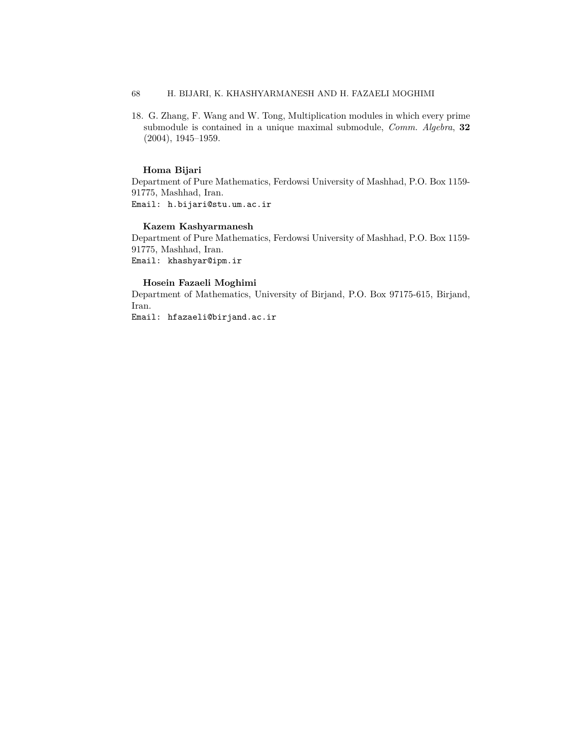18. G. Zhang, F. Wang and W. Tong, Multiplication modules in which every prime submodule is contained in a unique maximal submodule, *Comm. Algebra*, **32** (2004), 1945–1959.

**Homa Bijari**
Department of Pure Mathematics, Ferdowsi University of Mashhad, P.O. Box 1159-91775, Mashhad, Iran.
Email: `h.bijari@stu.um.ac.ir`

**Kazem Kashyarmanesh**
Department of Pure Mathematics, Ferdowsi University of Mashhad, P.O. Box 1159-91775, Mashhad, Iran.
Email: `khashyar@ipm.ir`

**Hosein Fazaeli Moghimi**
Department of Mathematics, University of Birjand, P.O. Box 97175-615, Birjand, Iran.
Email: `hfazaeli@birjand.ac.ir`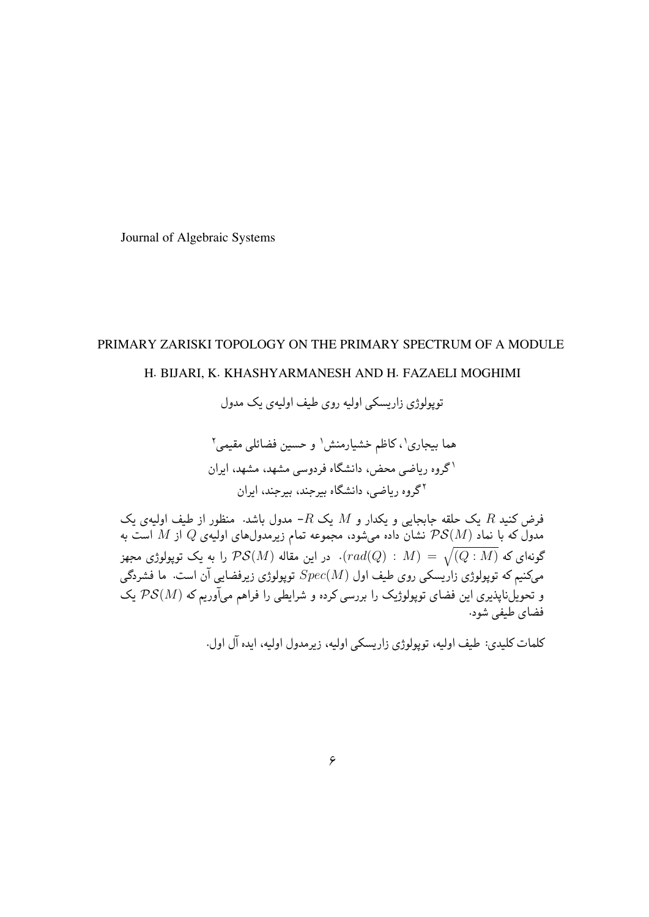Journal of Algebraic Systems

# PRIMARY ZARISKI TOPOLOGY ON THE PRIMARY SPECTRUM OF A MODULE

## H. BIJARI, K. KHASHYARMANESH AND H. FAZAELI MOGHIMI

### توپولوژی زاریسکی اولیه روی طیف اولیه‌ی یک مدول

هما بیجاری[۱]، کاظم خشیارمنش[۱] و حسین فضائلی مقیمی[۲]

[۱] گروه ریاضی محض، دانشگاه فردوسی مشهد، مشهد، ایران

[۲] گروه ریاضی، دانشگاه بیرجند، بیرجند، ایران

فرض کنید $R$ یک حلقه جابجایی و یکدار و $M$ یک $R$- مدول باشد. منظور از طیف اولیه‌ی یک مدول که با نماد $\mathcal{PS}(M)$ نشان داده می‌شود، مجموعه تمام زیرمدول‌های اولیه‌ی $Q$ از $M$ است به گونه‌ای که $(rad(Q) : M) = \sqrt{(Q : M)}$. در این مقاله $\mathcal{PS}(M)$ را به یک توپولوژی مجهز می‌کنیم که توپولوژی زاریسکی روی طیف اول $Spec(M)$ توپولوژی زیرفضایی آن است. ما فشردگی و تحویل‌ناپذیری این فضای توپولوژیک را بررسی کرده و شرایطی را فراهم می‌آوریم که $\mathcal{PS}(M)$ یک فضای طیفی شود.

کلمات کلیدی: طیف اولیه، توپولوژی زاریسکی اولیه، زیرمدول اولیه، ایده آل اول.